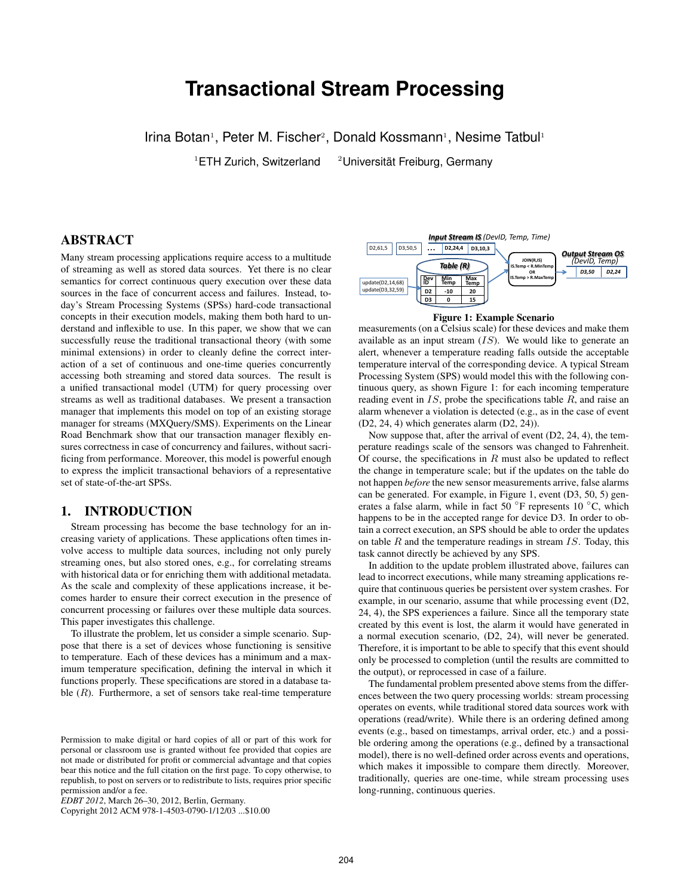# Transactional Stream Processing

Irina Botan[1], Peter M. Fischer[2], Donald Kossmann[1], Nesime Tatbul[1]

[1]ETH Zurich, Switzerland [2]Universität Freiburg, Germany

## ABSTRACT

Many stream processing applications require access to a multitude of streaming as well as stored data sources. Yet there is no clear semantics for correct continuous query execution over these data sources in the face of concurrent access and failures. Instead, today's Stream Processing Systems (SPSs) hard-code transactional concepts in their execution models, making them both hard to understand and inflexible to use. In this paper, we show that we can successfully reuse the traditional transactional theory (with some minimal extensions) in order to cleanly define the correct interaction of a set of continuous and one-time queries concurrently accessing both streaming and stored data sources. The result is a unified transactional model (UTM) for query processing over streams as well as traditional databases. We present a transaction manager that implements this model on top of an existing storage manager for streams (MXQuery/SMS). Experiments on the Linear Road Benchmark show that our transaction manager flexibly ensures correctness in case of concurrency and failures, without sacrificing from performance. Moreover, this model is powerful enough to express the implicit transactional behaviors of a representative set of state-of-the-art SPSs.

## 1. INTRODUCTION

Stream processing has become the base technology for an increasing variety of applications. These applications often times involve access to multiple data sources, including not only purely streaming ones, but also stored ones, e.g., for correlating streams with historical data or for enriching them with additional metadata. As the scale and complexity of these applications increase, it becomes harder to ensure their correct execution in the presence of concurrent processing or failures over these multiple data sources. This paper investigates this challenge.

To illustrate the problem, let us consider a simple scenario. Suppose that there is a set of devices whose functioning is sensitive to temperature. Each of these devices has a minimum and a maximum temperature specification, defining the interval in which it functions properly. These specifications are stored in a database table ($R$). Furthermore, a set of sensors take real-time temperature measurements (on a Celsius scale) for these devices and make them available as an input stream ($IS$). We would like to generate an alert, whenever a temperature reading falls outside the acceptable temperature interval of the corresponding device. A typical Stream Processing System (SPS) would model this with the following continuous query, as shown Figure 1: for each incoming temperature reading event in $IS$, probe the specifications table $R$, and raise an alarm whenever a violation is detected (e.g., as in the case of event (D2, 24, 4) which generates alarm (D2, 24)).

**Figure 1: Example Scenario**

Now suppose that, after the arrival of event (D2, 24, 4), the temperature readings scale of the sensors was changed to Fahrenheit. Of course, the specifications in $R$ must also be updated to reflect the change in temperature scale; but if the updates on the table do not happen *before* the new sensor measurements arrive, false alarms can be generated. For example, in Figure 1, event (D3, 50, 5) generates a false alarm, while in fact 50 °F represents 10 °C, which happens to be in the accepted range for device D3. In order to obtain a correct execution, an SPS should be able to order the updates on table $R$ and the temperature readings in stream $IS$. Today, this task cannot directly be achieved by any SPS.

In addition to the update problem illustrated above, failures can lead to incorrect executions, while many streaming applications require that continuous queries be persistent over system crashes. For example, in our scenario, assume that while processing event (D2, 24, 4), the SPS experiences a failure. Since all the temporary state created by this event is lost, the alarm it would have generated in a normal execution scenario, (D2, 24), will never be generated. Therefore, it is important to be able to specify that this event should only be processed to completion (until the results are committed to the output), or reprocessed in case of a failure.

The fundamental problem presented above stems from the differences between the two query processing worlds: stream processing operates on events, while traditional stored data sources work with operations (read/write). While there is an ordering defined among events (e.g., based on timestamps, arrival order, etc.) and a possible ordering among the operations (e.g., defined by a transactional model), there is no well-defined order across events and operations, which makes it impossible to compare them directly. Moreover, traditionally, queries are one-time, while stream processing uses long-running, continuous queries.

Permission to make digital or hard copies of all or part of this work for personal or classroom use is granted without fee provided that copies are not made or distributed for profit or commercial advantage and that copies bear this notice and the full citation on the first page. To copy otherwise, to republish, to post on servers or to redistribute to lists, requires prior specific permission and/or a fee.
*EDBT 2012*, March 26–30, 2012, Berlin, Germany.
Copyright 2012 ACM 978-1-4503-0790-1/12/03 ...$10.00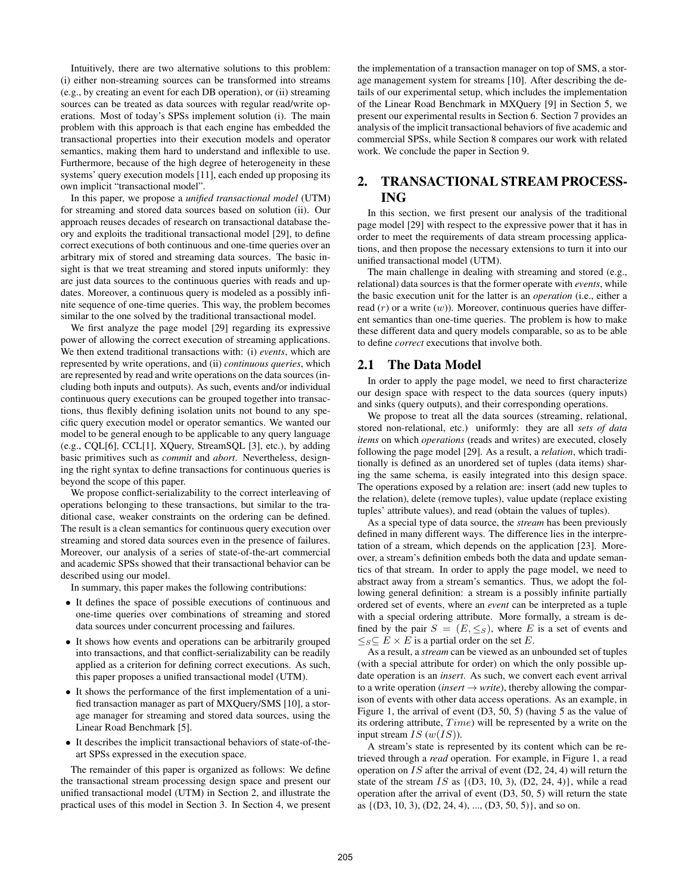Intuitively, there are two alternative solutions to this problem: (i) either non-streaming sources can be transformed into streams (e.g., by creating an event for each DB operation), or (ii) streaming sources can be treated as data sources with regular read/write operations. Most of today's SPSs implement solution (i). The main problem with this approach is that each engine has embedded the transactional properties into their execution models and operator semantics, making them hard to understand and inflexible to use. Furthermore, because of the high degree of heterogeneity in these systems' query execution models [11], each ended up proposing its own implicit "transactional model".

In this paper, we propose a *unified transactional model* (UTM) for streaming and stored data sources based on solution (ii). Our approach reuses decades of research on transactional database theory and exploits the traditional transactional model [29], to define correct executions of both continuous and one-time queries over an arbitrary mix of stored and streaming data sources. The basic insight is that we treat streaming and stored inputs uniformly: they are just data sources to the continuous queries with reads and updates. Moreover, a continuous query is modeled as a possibly infinite sequence of one-time queries. This way, the problem becomes similar to the one solved by the traditional transactional model.

We first analyze the page model [29] regarding its expressive power of allowing the correct execution of streaming applications. We then extend traditional transactions with: (i) *events*, which are represented by write operations, and (ii) *continuous queries*, which are represented by read and write operations on the data sources (including both inputs and outputs). As such, events and/or individual continuous query executions can be grouped together into transactions, thus flexibly defining isolation units not bound to any specific query execution model or operator semantics. We wanted our model to be general enough to be applicable to any query language (e.g., CQL[6], CCL[1], XQuery, StreamSQL [3], etc.), by adding basic primitives such as *commit* and *abort*. Nevertheless, designing the right syntax to define transactions for continuous queries is beyond the scope of this paper.

We propose conflict-serializability to the correct interleaving of operations belonging to these transactions, but similar to the traditional case, weaker constraints on the ordering can be defined. The result is a clean semantics for continuous query execution over streaming and stored data sources even in the presence of failures. Moreover, our analysis of a series of state-of-the-art commercial and academic SPSs showed that their transactional behavior can be described using our model.

In summary, this paper makes the following contributions:

- It defines the space of possible executions of continuous and one-time queries over combinations of streaming and stored data sources under concurrent processing and failures.
- It shows how events and operations can be arbitrarily grouped into transactions, and that conflict-serializability can be readily applied as a criterion for defining correct executions. As such, this paper proposes a unified transactional model (UTM).
- It shows the performance of the first implementation of a unified transaction manager as part of MXQuery/SMS [10], a storage manager for streaming and stored data sources, using the Linear Road Benchmark [5].
- It describes the implicit transactional behaviors of state-of-the-art SPSs expressed in the execution space.

The remainder of this paper is organized as follows: We define the transactional stream processing design space and present our unified transactional model (UTM) in Section 2, and illustrate the practical uses of this model in Section 3. In Section 4, we present the implementation of a transaction manager on top of SMS, a storage management system for streams [10]. After describing the details of our experimental setup, which includes the implementation of the Linear Road Benchmark in MXQuery [9] in Section 5, we present our experimental results in Section 6. Section 7 provides an analysis of the implicit transactional behaviors of five academic and commercial SPSs, while Section 8 compares our work with related work. We conclude the paper in Section 9.

## 2. TRANSACTIONAL STREAM PROCESSING

In this section, we first present our analysis of the traditional page model [29] with respect to the expressive power that it has in order to meet the requirements of data stream processing applications, and then propose the necessary extensions to turn it into our unified transactional model (UTM).

The main challenge in dealing with streaming and stored (e.g., relational) data sources is that the former operate with *events*, while the basic execution unit for the latter is an *operation* (i.e., either a read ($r$) or a write ($w$)). Moreover, continuous queries have different semantics than one-time queries. The problem is how to make these different data and query models comparable, so as to be able to define *correct* executions that involve both.

### 2.1 The Data Model

In order to apply the page model, we need to first characterize our design space with respect to the data sources (query inputs) and sinks (query outputs), and their corresponding operations.

We propose to treat all the data sources (streaming, relational, stored non-relational, etc.) uniformly: they are all *sets of data items* on which *operations* (reads and writes) are executed, closely following the page model [29]. As a result, a *relation*, which traditionally is defined as an unordered set of tuples (data items) sharing the same schema, is easily integrated into this design space. The operations exposed by a relation are: insert (add new tuples to the relation), delete (remove tuples), value update (replace existing tuples' attribute values), and read (obtain the values of tuples).

As a special type of data source, the *stream* has been previously defined in many different ways. The difference lies in the interpretation of a stream, which depends on the application [23]. Moreover, a stream's definition embeds both the data and update semantics of that stream. In order to apply the page model, we need to abstract away from a stream's semantics. Thus, we adopt the following general definition: a stream is a possibly infinite partially ordered set of events, where an *event* can be interpreted as a tuple with a special ordering attribute. More formally, a stream is defined by the pair $S = (E, \leq_S)$, where $E$ is a set of events and $\leq_S \subseteq E \times E$ is a partial order on the set $E$.

As a result, a *stream* can be viewed as an unbounded set of tuples (with a special attribute for order) on which the only possible update operation is an *insert*. As such, we convert each event arrival to a write operation (*insert* $\rightarrow$ *write*), thereby allowing the comparison of events with other data access operations. As an example, in Figure 1, the arrival of event (D3, 50, 5) (having 5 as the value of its ordering attribute, $Time$) will be represented by a write on the input stream $IS$ ($w(IS)$).

A stream's state is represented by its content which can be retrieved through a *read* operation. For example, in Figure 1, a read operation on $IS$ after the arrival of event (D2, 24, 4) will return the state of the stream $IS$ as {(D3, 10, 3), (D2, 24, 4)}, while a read operation after the arrival of event (D3, 50, 5) will return the state as {(D3, 10, 3), (D2, 24, 4), ..., (D3, 50, 5)}, and so on.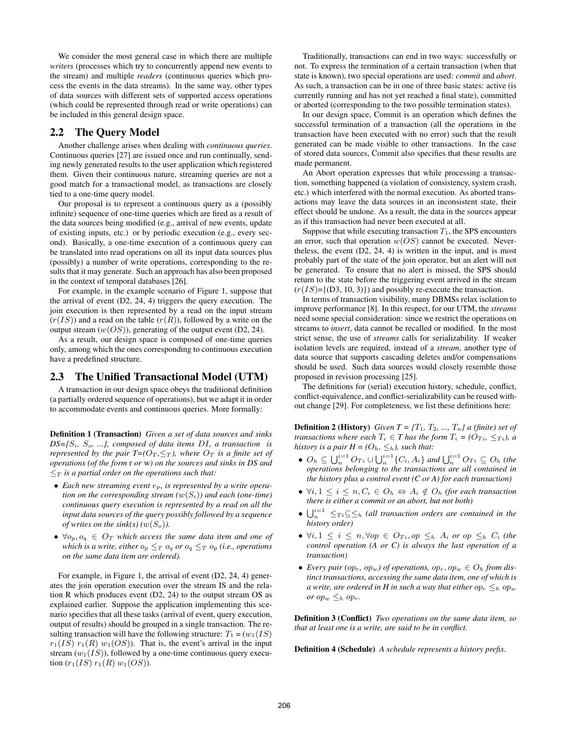We consider the most general case in which there are multiple *writers* (processes which try to concurrently append new events to the stream) and multiple *readers* (continuous queries which process the events in the data streams). In the same way, other types of data sources with different sets of supported access operations (which could be represented through read or write operations) can be included in this general design space.

## 2.2 The Query Model

Another challenge arises when dealing with *continuous queries*. Continuous queries [27] are issued once and run continually, sending newly generated results to the user application which registered them. Given their continuous nature, streaming queries are not a good match for a transactional model, as transactions are closely tied to a one-time query model.

Our proposal is to represent a continuous query as a (possibly infinite) sequence of one-time queries which are fired as a result of the data sources being modified (e.g., arrival of new events, update of existing inputs, etc.) or by periodic execution (e.g., every second). Basically, a one-time execution of a continuous query can be translated into read operations on all its input data sources plus (possibly) a number of write operations, corresponding to the results that it may generate. Such an approach has also been proposed in the context of temporal databases [26].

For example, in the example scenario of Figure 1, suppose that the arrival of event (D2, 24, 4) triggers the query execution. The join execution is then represented by a read on the input stream ($r(IS)$) and a read on the table ($r(R)$), followed by a write on the output stream ($w(OS)$), generating of the output event (D2, 24).

As a result, our design space is composed of one-time queries only, among which the ones corresponding to continuous execution have a predefined structure.

## 2.3 The Unified Transactional Model (UTM)

A transaction in our design space obeys the traditional definition (a partially ordered sequence of operations), but we adapt it in order to accommodate events and continuous queries. More formally:

**Definition 1 (Transaction)** *Given a set of data sources and sinks DS={$S_i$, $S_o$, ...}, composed of data items $DI$, a transaction is represented by the pair T=($O_T$,$\leq_T$), where $O_T$ is a finite set of operations (of the form* r *or* w*) on the sources and sinks in DS and $\leq_T$ is a partial order on the operations such that:*

- *Each new streaming event $e_p$, is represented by a write operation on the corresponding stream ($w(S_i)$) and each (one-time) continuous query execution is represented by a read on all the input data sources of the query possibly followed by a sequence of writes on the sink(s) ($w(S_o)$).*
- *$\forall o_p, o_q \in O_T$ which access the same data item and one of which is a write, either $o_p \leq_T o_q$ or $o_q \leq_T o_p$ (i.e., operations on the same data item are ordered).*

For example, in Figure 1, the arrival of event (D2, 24, 4) generates the join operation execution over the stream IS and the relation R which produces event (D2, 24) to the output stream OS as explained earlier. Suppose the application implementing this scenario specifies that all these tasks (arrival of event, query execution, output of results) should be grouped in a single transaction. The resulting transaction will have the following structure: $T_1$ = ($w_1(IS)$ $r_1(IS)$ $r_1(R)$ $w_1(OS)$). That is, the event's arrival in the input stream ($w_1(IS)$), followed by a one-time continuous query execution ($r_1(IS)$ $r_1(R)$ $w_1(OS)$).

Traditionally, transactions can end in two ways: successfully or not. To express the termination of a certain transaction (when that state is known), two special operations are used: *commit* and *abort*. As such, a transaction can be in one of three basic states: active (is currently running and has not yet reached a final state), committed or aborted (corresponding to the two possible termination states).

In our design space, Commit is an operation which defines the successful termination of a transaction (all the operations in the transaction have been executed with no error) such that the result generated can be made visible to other transactions. In the case of stored data sources, Commit also specifies that these results are made permanent.

An Abort operation expresses that while processing a transaction, something happened (a violation of consistency, system crash, etc.) which interfered with the normal execution. As aborted transactions may leave the data sources in an inconsistent state, their effect should be undone. As a result, the data in the sources appear as if this transaction had never been executed at all.

Suppose that while executing transaction $T_1$, the SPS encounters an error, such that operation $w(OS)$ cannot be executed. Nevertheless, the event (D2, 24, 4) is written in the input, and is most probably part of the state of the join operator, but an alert will not be generated. To ensure that no alert is missed, the SPS should return to the state before the triggering event arrived in the stream ($r(IS)$={(D3, 10, 3)}) and possibly re-execute the transaction.

In terms of transaction visibility, many DBMSs relax isolation to improve performance [8]. In this respect, for our UTM, the *streams* need some special consideration: since we restrict the operations on streams to *insert*, data cannot be recalled or modified. In the most strict sense, the use of *streams* calls for serializability. If weaker isolation levels are required, instead of a *stream*, another type of data source that supports cascading deletes and/or compensations should be used. Such data sources would closely resemble those proposed in revision processing [25].

The definitions for (serial) execution history, schedule, conflict, conflict-equivalence, and conflict-serializability can be reused without change [29]. For completeness, we list these definitions here:

**Definition 2 (History)** *Given T = {$T_1$, $T_2$, ..., $T_n$} a (finite) set of transactions where each $T_i \in T$ has the form $T_i$ = ($O_{Ti}$, $\leq_{Ti}$), a history is a pair H = ($O_h$, $\leq_h$), such that:*

- *$O_h \subseteq \bigcup_{n}^{i=1} O_{Ti} \cup \bigcup_{n}^{i=1} \{C_i, A_i\}$ and $\bigcup_{n}^{i=1} O_{Ti} \subseteq O_h$ (the operations belonging to the transactions are all contained in the history plus a control event (C or A) for each transaction)*
- *$\forall i, 1 \leq i \leq n, C_i \in O_h \Leftrightarrow A_i \notin O_h$ (for each transaction there is either a commit or an abort, but not both)*
- *$\bigcup_{n}^{i=1} \leq_{Ti} \subseteq \leq_h$ (all transaction orders are contained in the history order)*
- *$\forall i, 1 \leq i \leq n, \forall op \in O_{Ti}, op \leq_h A_i$ or $op \leq_h C_i$ (the control operation (A or C) is always the last operation of a transaction)*
- *Every pair ($op_r$, $op_w$) of operations, $op_r, op_w \in O_h$ from distinct transactions, accessing the same data item, one of which is a write, are ordered in H in such a way that either $op_r \leq_h op_w$ or $op_w \leq_h op_r$.*

**Definition 3 (Conflict)** *Two operations on the same data item, so that at least one is a write, are said to be in conflict.*

**Definition 4 (Schedule)** *A schedule represents a history prefix.*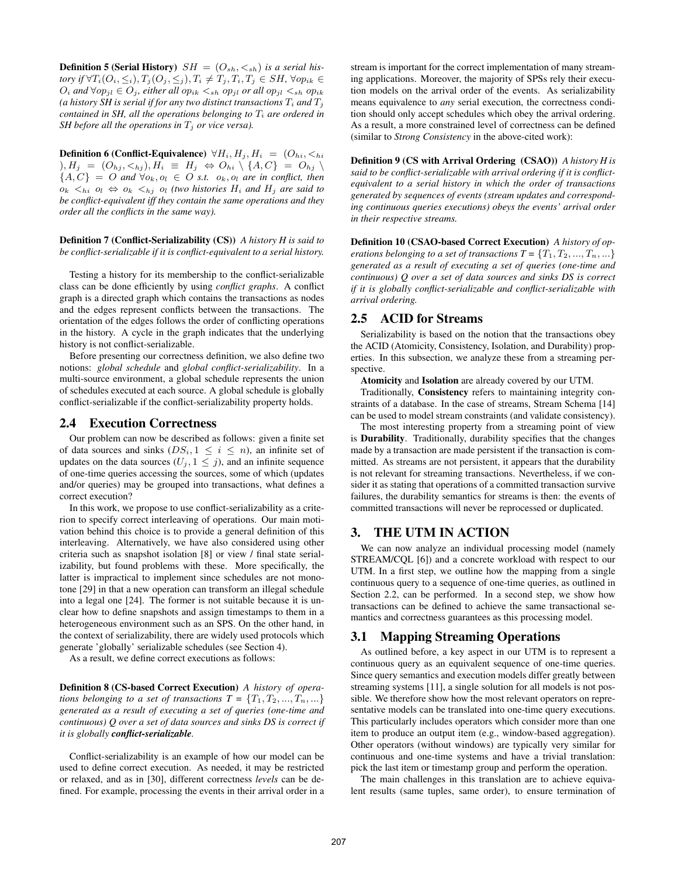**Definition 5 (Serial History)** $SH = (O_{sh}, <_{sh})$ *is a serial history if* $\forall T_i(O_i, \leq_i), T_j(O_j, \leq_j), T_i \neq T_j, T_i, T_j \in SH, \forall op_{ik} \in O_i$ *and* $\forall op_{jl} \in O_j$*, either all* $op_{ik} <_{sh} op_{jl}$ *or all* $op_{jl} <_{sh} op_{ik}$ *(a history SH is serial if for any two distinct transactions* $T_i$ *and* $T_j$ *contained in SH, all the operations belonging to* $T_i$ *are ordered in SH before all the operations in* $T_j$ *or vice versa).*

**Definition 6 (Conflict-Equivalence)** $\forall H_i, H_j, H_i = (O_{hi}, <_{hi}), H_j = (O_{hj}, <_{hj}), H_i \equiv H_j \Leftrightarrow O_{hi} \setminus \{A, C\} = O_{hj} \setminus \{A, C\} = O$ *and* $\forall o_k, o_l \in O$ *s.t.* $o_k, o_l$ *are in conflict, then* $o_k <_{hi} o_l \Leftrightarrow o_k <_{hj} o_l$ *(two histories* $H_i$ *and* $H_j$ *are said to be conflict-equivalent iff they contain the same operations and they order all the conflicts in the same way).*

**Definition 7 (Conflict-Serializability (CS))** *A history H is said to be conflict-serializable if it is conflict-equivalent to a serial history.*

Testing a history for its membership to the conflict-serializable class can be done efficiently by using *conflict graphs*. A conflict graph is a directed graph which contains the transactions as nodes and the edges represent conflicts between the transactions. The orientation of the edges follows the order of conflicting operations in the history. A cycle in the graph indicates that the underlying history is not conflict-serializable.

Before presenting our correctness definition, we also define two notions: *global schedule* and *global conflict-serializability*. In a multi-source environment, a global schedule represents the union of schedules executed at each source. A global schedule is globally conflict-serializable if the conflict-serializability property holds.

## 2.4 Execution Correctness

Our problem can now be described as follows: given a finite set of data sources and sinks ($DS_i, 1 \leq i \leq n$), an infinite set of updates on the data sources ($U_j, 1 \leq j$), and an infinite sequence of one-time queries accessing the sources, some of which (updates and/or queries) may be grouped into transactions, what defines a correct execution?

In this work, we propose to use conflict-serializability as a criterion to specify correct interleaving of operations. Our main motivation behind this choice is to provide a general definition of this interleaving. Alternatively, we have also considered using other criteria such as snapshot isolation [8] or view / final state serializability, but found problems with these. More specifically, the latter is impractical to implement since schedules are not monotone [29] in that a new operation can transform an illegal schedule into a legal one [24]. The former is not suitable because it is unclear how to define snapshots and assign timestamps to them in a heterogeneous environment such as an SPS. On the other hand, in the context of serializability, there are widely used protocols which generate 'globally' serializable schedules (see Section 4).

As a result, we define correct executions as follows:

**Definition 8 (CS-based Correct Execution)** *A history of operations belonging to a set of transactions T =* $\{T_1, T_2, ..., T_n, ...\}$ *generated as a result of executing a set of queries (one-time and continuous) Q over a set of data sources and sinks DS is correct if it is globally* ***conflict-serializable***.

Conflict-serializability is an example of how our model can be used to define correct execution. As needed, it may be restricted or relaxed, and as in [30], different correctness *levels* can be defined. For example, processing the events in their arrival order in a stream is important for the correct implementation of many streaming applications. Moreover, the majority of SPSs rely their execution models on the arrival order of the events. As serializability means equivalence to *any* serial execution, the correctness condition should only accept schedules which obey the arrival ordering. As a result, a more constrained level of correctness can be defined (similar to *Strong Consistency* in the above-cited work):

**Definition 9 (CS with Arrival Ordering (CSAO))** *A history H is said to be conflict-serializable with arrival ordering if it is conflict-equivalent to a serial history in which the order of transactions generated by sequences of events (stream updates and corresponding continuous queries executions) obeys the events' arrival order in their respective streams.*

**Definition 10 (CSAO-based Correct Execution)** *A history of operations belonging to a set of transactions T =* $\{T_1, T_2, ..., T_n, ...\}$ *generated as a result of executing a set of queries (one-time and continuous) Q over a set of data sources and sinks DS is correct if it is globally conflict-serializable and conflict-serializable with arrival ordering.*

## 2.5 ACID for Streams

Serializability is based on the notion that the transactions obey the ACID (Atomicity, Consistency, Isolation, and Durability) properties. In this subsection, we analyze these from a streaming perspective.

**Atomicity** and **Isolation** are already covered by our UTM.

Traditionally, **Consistency** refers to maintaining integrity constraints of a database. In the case of streams, Stream Schema [14] can be used to model stream constraints (and validate consistency).

The most interesting property from a streaming point of view is **Durability**. Traditionally, durability specifies that the changes made by a transaction are made persistent if the transaction is committed. As streams are not persistent, it appears that the durability is not relevant for streaming transactions. Nevertheless, if we consider it as stating that operations of a committed transaction survive failures, the durability semantics for streams is then: the events of committed transactions will never be reprocessed or duplicated.

# 3. THE UTM IN ACTION

We can now analyze an individual processing model (namely STREAM/CQL [6]) and a concrete workload with respect to our UTM. In a first step, we outline how the mapping from a single continuous query to a sequence of one-time queries, as outlined in Section 2.2, can be performed. In a second step, we show how transactions can be defined to achieve the same transactional semantics and correctness guarantees as this processing model.

## 3.1 Mapping Streaming Operations

As outlined before, a key aspect in our UTM is to represent a continuous query as an equivalent sequence of one-time queries. Since query semantics and execution models differ greatly between streaming systems [11], a single solution for all models is not possible. We therefore show how the most relevant operators on representative models can be translated into one-time query executions. This particularly includes operators which consider more than one item to produce an output item (e.g., window-based aggregation). Other operators (without windows) are typically very similar for continuous and one-time systems and have a trivial translation: pick the last item or timestamp group and perform the operation.

The main challenges in this translation are to achieve equivalent results (same tuples, same order), to ensure termination of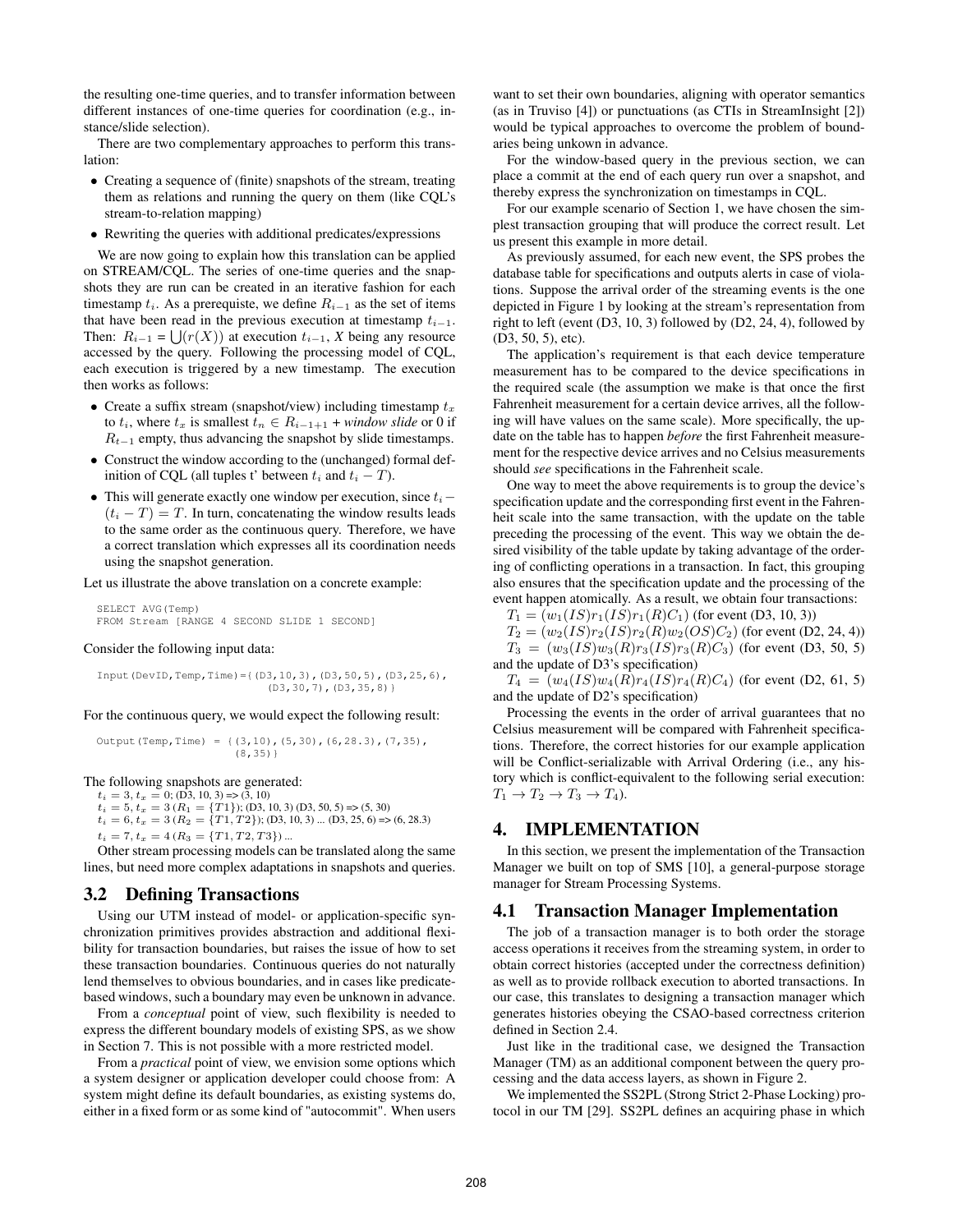the resulting one-time queries, and to transfer information between different instances of one-time queries for coordination (e.g., instance/slide selection).

There are two complementary approaches to perform this translation:

- Creating a sequence of (finite) snapshots of the stream, treating them as relations and running the query on them (like CQL's stream-to-relation mapping)
- Rewriting the queries with additional predicates/expressions

We are now going to explain how this translation can be applied on STREAM/CQL. The series of one-time queries and the snapshots they are run can be created in an iterative fashion for each timestamp $t_i$. As a prerequiste, we define $R_{i-1}$ as the set of items that have been read in the previous execution at timestamp $t_{i-1}$. Then: $R_{i-1} = \bigcup(r(X))$ at execution $t_{i-1}$, $X$ being any resource accessed by the query. Following the processing model of CQL, each execution is triggered by a new timestamp. The execution then works as follows:

- Create a suffix stream (snapshot/view) including timestamp $t_x$ to $t_i$, where $t_x$ is smallest $t_n \in R_{i-1+1}$ + *window slide* or 0 if $R_{t-1}$ empty, thus advancing the snapshot by slide timestamps.
- Construct the window according to the (unchanged) formal definition of CQL (all tuples t' between $t_i$ and $t_i - T$).
- This will generate exactly one window per execution, since $t_i - (t_i - T) = T$. In turn, concatenating the window results leads to the same order as the continuous query. Therefore, we have a correct translation which expresses all its coordination needs using the snapshot generation.

Let us illustrate the above translation on a concrete example:

```
SELECT AVG(Temp)
FROM Stream [RANGE 4 SECOND SLIDE 1 SECOND]
```

Consider the following input data:

```
Input(DevID,Temp,Time)={(D3,10,3),(D3,50,5),(D3,25,6),
                         (D3,30,7),(D3,35,8)}
```

For the continuous query, we would expect the following result:

```
Output(Temp,Time) = {(3,10),(5,30),(6,28.3),(7,35),
                     (8,35)}
```

The following snapshots are generated:

$t_i = 3, t_x = 0$; (D3, 10, 3) => (3, 10)
$t_i = 5, t_x = 3$ ($R_1 = \{T1\}$); (D3, 10, 3) (D3, 50, 5) => (5, 30)
$t_i = 6, t_x = 3$ ($R_2 = \{T1, T2\}$); (D3, 10, 3) ... (D3, 25, 6) => (6, 28.3)
$t_i = 7, t_x = 4$ ($R_3 = \{T1, T2, T3\}$) ...

Other stream processing models can be translated along the same lines, but need more complex adaptations in snapshots and queries.

## 3.2 Defining Transactions

Using our UTM instead of model- or application-specific synchronization primitives provides abstraction and additional flexibility for transaction boundaries, but raises the issue of how to set these transaction boundaries. Continuous queries do not naturally lend themselves to obvious boundaries, and in cases like predicate-based windows, such a boundary may even be unknown in advance.

From a *conceptual* point of view, such flexibility is needed to express the different boundary models of existing SPS, as we show in Section 7. This is not possible with a more restricted model.

From a *practical* point of view, we envision some options which a system designer or application developer could choose from: A system might define its default boundaries, as existing systems do, either in a fixed form or as some kind of "autocommit". When users want to set their own boundaries, aligning with operator semantics (as in Truviso [4]) or punctuations (as CTIs in StreamInsight [2]) would be typical approaches to overcome the problem of boundaries being unkown in advance.

For the window-based query in the previous section, we can place a commit at the end of each query run over a snapshot, and thereby express the synchronization on timestamps in CQL.

For our example scenario of Section 1, we have chosen the simplest transaction grouping that will produce the correct result. Let us present this example in more detail.

As previously assumed, for each new event, the SPS probes the database table for specifications and outputs alerts in case of violations. Suppose the arrival order of the streaming events is the one depicted in Figure 1 by looking at the stream's representation from right to left (event (D3, 10, 3) followed by (D2, 24, 4), followed by (D3, 50, 5), etc).

The application's requirement is that each device temperature measurement has to be compared to the device specifications in the required scale (the assumption we make is that once the first Fahrenheit measurement for a certain device arrives, all the following will have values on the same scale). More specifically, the update on the table has to happen *before* the first Fahrenheit measurement for the respective device arrives and no Celsius measurements should *see* specifications in the Fahrenheit scale.

One way to meet the above requirements is to group the device's specification update and the corresponding first event in the Fahrenheit scale into the same transaction, with the update on the table preceding the processing of the event. This way we obtain the desired visibility of the table update by taking advantage of the ordering of conflicting operations in a transaction. In fact, this grouping also ensures that the specification update and the processing of the event happen atomically. As a result, we obtain four transactions:

$T_1 = (w_1(IS) r_1(IS) r_1(R) C_1)$ (for event (D3, 10, 3))

$T_2 = (w_2(IS) r_2(IS) r_2(R) w_2(OS) C_2)$ (for event (D2, 24, 4))

$T_3 = (w_3(IS) w_3(R) r_3(IS) r_3(R) C_3)$ (for event (D3, 50, 5) and the update of D3's specification)

$T_4 = (w_4(IS) w_4(R) r_4(IS) r_4(R) C_4)$ (for event (D2, 61, 5) and the update of D2's specification)

Processing the events in the order of arrival guarantees that no Celsius measurement will be compared with Fahrenheit specifications. Therefore, the correct histories for our example application will be Conflict-serializable with Arrival Ordering (i.e., any history which is conflict-equivalent to the following serial execution: $T_1 \rightarrow T_2 \rightarrow T_3 \rightarrow T_4$).

# 4. IMPLEMENTATION

In this section, we present the implementation of the Transaction Manager we built on top of SMS [10], a general-purpose storage manager for Stream Processing Systems.

## 4.1 Transaction Manager Implementation

The job of a transaction manager is to both order the storage access operations it receives from the streaming system, in order to obtain correct histories (accepted under the correctness definition) as well as to provide rollback execution to aborted transactions. In our case, this translates to designing a transaction manager which generates histories obeying the CSAO-based correctness criterion defined in Section 2.4.

Just like in the traditional case, we designed the Transaction Manager (TM) as an additional component between the query processing and the data access layers, as shown in Figure 2.

We implemented the SS2PL (Strong Strict 2-Phase Locking) protocol in our TM [29]. SS2PL defines an acquiring phase in which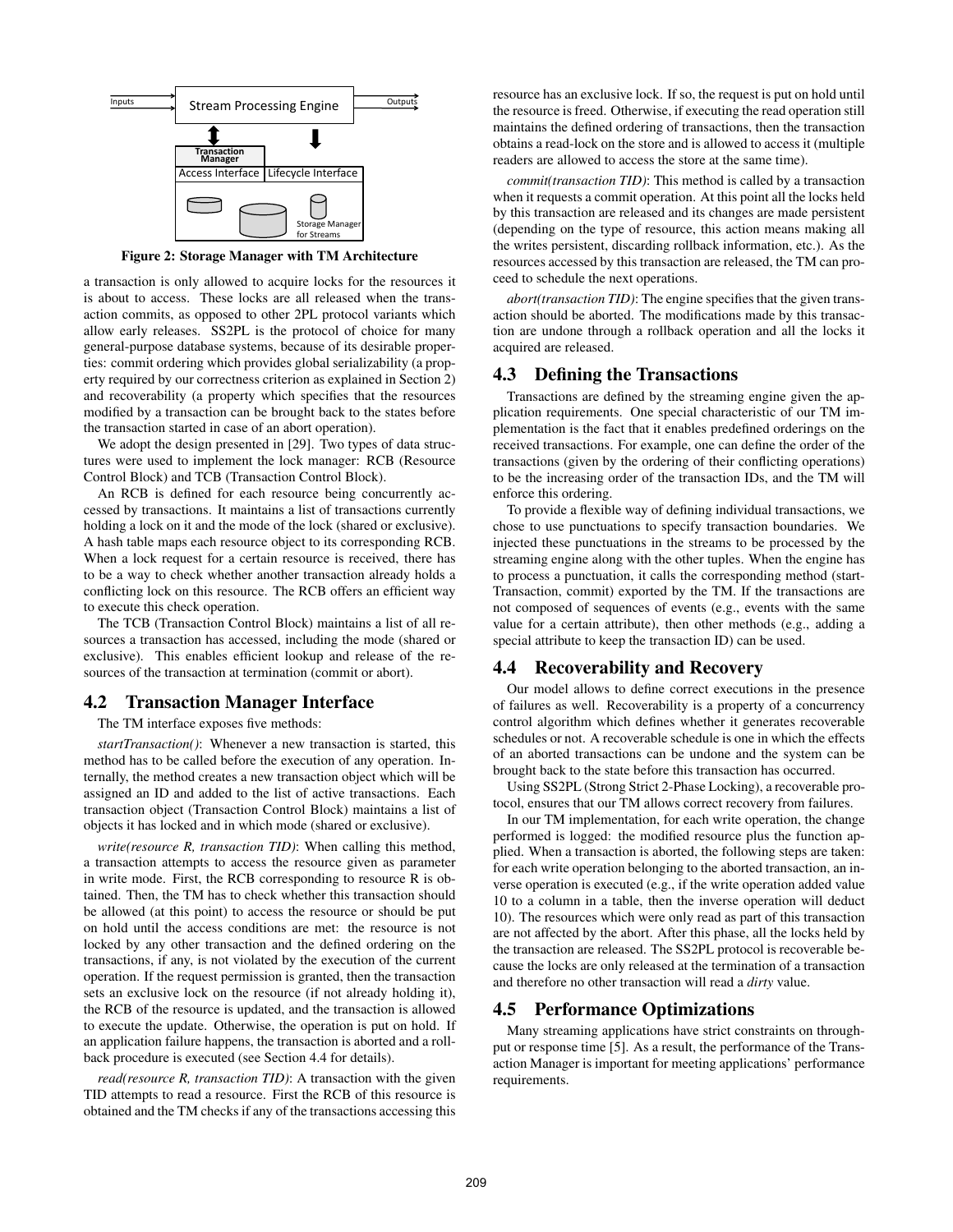Inputs

Stream Processing Engine

Outputs

Transaction Manager

Access Interface

Lifecycle Interface

Storage Manager for Streams

**Figure 2: Storage Manager with TM Architecture**

a transaction is only allowed to acquire locks for the resources it is about to access. These locks are all released when the transaction commits, as opposed to other 2PL protocol variants which allow early releases. SS2PL is the protocol of choice for many general-purpose database systems, because of its desirable properties: commit ordering which provides global serializability (a property required by our correctness criterion as explained in Section 2) and recoverability (a property which specifies that the resources modified by a transaction can be brought back to the states before the transaction started in case of an abort operation).

We adopt the design presented in [29]. Two types of data structures were used to implement the lock manager: RCB (Resource Control Block) and TCB (Transaction Control Block).

An RCB is defined for each resource being concurrently accessed by transactions. It maintains a list of transactions currently holding a lock on it and the mode of the lock (shared or exclusive). A hash table maps each resource object to its corresponding RCB. When a lock request for a certain resource is received, there has to be a way to check whether another transaction already holds a conflicting lock on this resource. The RCB offers an efficient way to execute this check operation.

The TCB (Transaction Control Block) maintains a list of all resources a transaction has accessed, including the mode (shared or exclusive). This enables efficient lookup and release of the resources of the transaction at termination (commit or abort).

## 4.2 Transaction Manager Interface

The TM interface exposes five methods:

*startTransaction()*: Whenever a new transaction is started, this method has to be called before the execution of any operation. Internally, the method creates a new transaction object which will be assigned an ID and added to the list of active transactions. Each transaction object (Transaction Control Block) maintains a list of objects it has locked and in which mode (shared or exclusive).

*write(resource R, transaction TID)*: When calling this method, a transaction attempts to access the resource given as parameter in write mode. First, the RCB corresponding to resource R is obtained. Then, the TM has to check whether this transaction should be allowed (at this point) to access the resource or should be put on hold until the access conditions are met: the resource is not locked by any other transaction and the defined ordering on the transactions, if any, is not violated by the execution of the current operation. If the request permission is granted, then the transaction sets an exclusive lock on the resource (if not already holding it), the RCB of the resource is updated, and the transaction is allowed to execute the update. Otherwise, the operation is put on hold. If an application failure happens, the transaction is aborted and a rollback procedure is executed (see Section 4.4 for details).

*read(resource R, transaction TID)*: A transaction with the given TID attempts to read a resource. First the RCB of this resource is obtained and the TM checks if any of the transactions accessing this resource has an exclusive lock. If so, the request is put on hold until the resource is freed. Otherwise, if executing the read operation still maintains the defined ordering of transactions, then the transaction obtains a read-lock on the store and is allowed to access it (multiple readers are allowed to access the store at the same time).

*commit(transaction TID)*: This method is called by a transaction when it requests a commit operation. At this point all the locks held by this transaction are released and its changes are made persistent (depending on the type of resource, this action means making all the writes persistent, discarding rollback information, etc.). As the resources accessed by this transaction are released, the TM can proceed to schedule the next operations.

*abort(transaction TID)*: The engine specifies that the given transaction should be aborted. The modifications made by this transaction are undone through a rollback operation and all the locks it acquired are released.

## 4.3 Defining the Transactions

Transactions are defined by the streaming engine given the application requirements. One special characteristic of our TM implementation is the fact that it enables predefined orderings on the received transactions. For example, one can define the order of the transactions (given by the ordering of their conflicting operations) to be the increasing order of the transaction IDs, and the TM will enforce this ordering.

To provide a flexible way of defining individual transactions, we chose to use punctuations to specify transaction boundaries. We injected these punctuations in the streams to be processed by the streaming engine along with the other tuples. When the engine has to process a punctuation, it calls the corresponding method (startTransaction, commit) exported by the TM. If the transactions are not composed of sequences of events (e.g., events with the same value for a certain attribute), then other methods (e.g., adding a special attribute to keep the transaction ID) can be used.

## 4.4 Recoverability and Recovery

Our model allows to define correct executions in the presence of failures as well. Recoverability is a property of a concurrency control algorithm which defines whether it generates recoverable schedules or not. A recoverable schedule is one in which the effects of an aborted transactions can be undone and the system can be brought back to the state before this transaction has occurred.

Using SS2PL (Strong Strict 2-Phase Locking), a recoverable protocol, ensures that our TM allows correct recovery from failures.

In our TM implementation, for each write operation, the change performed is logged: the modified resource plus the function applied. When a transaction is aborted, the following steps are taken: for each write operation belonging to the aborted transaction, an inverse operation is executed (e.g., if the write operation added value 10 to a column in a table, then the inverse operation will deduct 10). The resources which were only read as part of this transaction are not affected by the abort. After this phase, all the locks held by the transaction are released. The SS2PL protocol is recoverable because the locks are only released at the termination of a transaction and therefore no other transaction will read a *dirty* value.

## 4.5 Performance Optimizations

Many streaming applications have strict constraints on throughput or response time [5]. As a result, the performance of the Transaction Manager is important for meeting applications' performance requirements.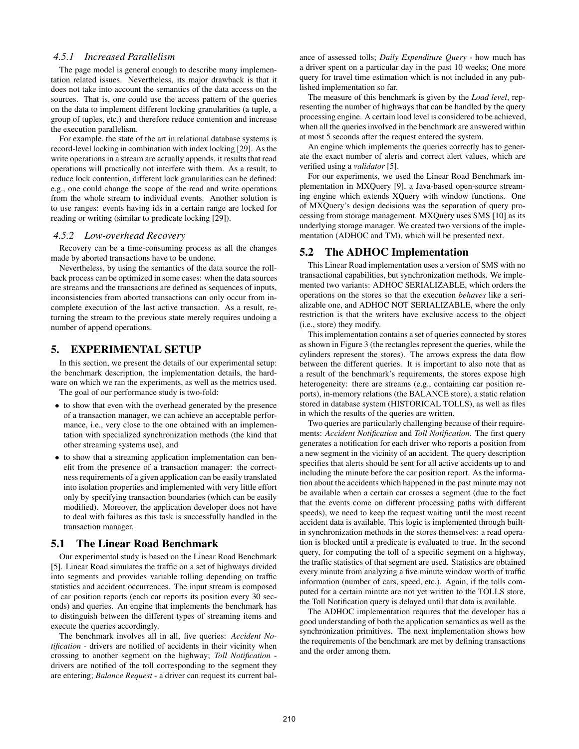### 4.5.1 Increased Parallelism

The page model is general enough to describe many implementation related issues. Nevertheless, its major drawback is that it does not take into account the semantics of the data access on the sources. That is, one could use the access pattern of the queries on the data to implement different locking granularities (a tuple, a group of tuples, etc.) and therefore reduce contention and increase the execution parallelism.

For example, the state of the art in relational database systems is record-level locking in combination with index locking [29]. As the write operations in a stream are actually appends, it results that read operations will practically not interfere with them. As a result, to reduce lock contention, different lock granularities can be defined: e.g., one could change the scope of the read and write operations from the whole stream to individual events. Another solution is to use ranges: events having ids in a certain range are locked for reading or writing (similar to predicate locking [29]).

### 4.5.2 Low-overhead Recovery

Recovery can be a time-consuming process as all the changes made by aborted transactions have to be undone.

Nevertheless, by using the semantics of the data source the rollback process can be optimized in some cases: when the data sources are streams and the transactions are defined as sequences of inputs, inconsistencies from aborted transactions can only occur from incomplete execution of the last active transaction. As a result, returning the stream to the previous state merely requires undoing a number of append operations.

# 5. EXPERIMENTAL SETUP

In this section, we present the details of our experimental setup: the benchmark description, the implementation details, the hardware on which we ran the experiments, as well as the metrics used.

The goal of our performance study is two-fold:

- to show that even with the overhead generated by the presence of a transaction manager, we can achieve an acceptable performance, i.e., very close to the one obtained with an implementation with specialized synchronization methods (the kind that other streaming systems use), and
- to show that a streaming application implementation can benefit from the presence of a transaction manager: the correctness requirements of a given application can be easily translated into isolation properties and implemented with very little effort only by specifying transaction boundaries (which can be easily modified). Moreover, the application developer does not have to deal with failures as this task is successfully handled in the transaction manager.

## 5.1 The Linear Road Benchmark

Our experimental study is based on the Linear Road Benchmark [5]. Linear Road simulates the traffic on a set of highways divided into segments and provides variable tolling depending on traffic statistics and accident occurrences. The input stream is composed of car position reports (each car reports its position every 30 seconds) and queries. An engine that implements the benchmark has to distinguish between the different types of streaming items and execute the queries accordingly.

The benchmark involves all in all, five queries: *Accident Notification* - drivers are notified of accidents in their vicinity when crossing to another segment on the highway; *Toll Notification* - drivers are notified of the toll corresponding to the segment they are entering; *Balance Request* - a driver can request its current balance of assessed tolls; *Daily Expenditure Query* - how much has a driver spent on a particular day in the past 10 weeks; One more query for travel time estimation which is not included in any published implementation so far.

The measure of this benchmark is given by the *Load level*, representing the number of highways that can be handled by the query processing engine. A certain load level is considered to be achieved, when all the queries involved in the benchmark are answered within at most 5 seconds after the request entered the system.

An engine which implements the queries correctly has to generate the exact number of alerts and correct alert values, which are verified using a *validator* [5].

For our experiments, we used the Linear Road Benchmark implementation in MXQuery [9], a Java-based open-source streaming engine which extends XQuery with window functions. One of MXQuery's design decisions was the separation of query processing from storage management. MXQuery uses SMS [10] as its underlying storage manager. We created two versions of the implementation (ADHOC and TM), which will be presented next.

## 5.2 The ADHOC Implementation

This Linear Road implementation uses a version of SMS with no transactional capabilities, but synchronization methods. We implemented two variants: ADHOC SERIALIZABLE, which orders the operations on the stores so that the execution *behaves* like a serializable one, and ADHOC NOT SERIALIZABLE, where the only restriction is that the writers have exclusive access to the object (i.e., store) they modify.

This implementation contains a set of queries connected by stores as shown in Figure 3 (the rectangles represent the queries, while the cylinders represent the stores). The arrows express the data flow between the different queries. It is important to also note that as a result of the benchmark's requirements, the stores expose high heterogeneity: there are streams (e.g., containing car position reports), in-memory relations (the BALANCE store), a static relation stored in database system (HISTORICAL TOLLS), as well as files in which the results of the queries are written.

Two queries are particularly challenging because of their requirements: *Accident Notification* and *Toll Notification*. The first query generates a notification for each driver who reports a position from a new segment in the vicinity of an accident. The query description specifies that alerts should be sent for all active accidents up to and including the minute before the car position report. As the information about the accidents which happened in the past minute may not be available when a certain car crosses a segment (due to the fact that the events come on different processing paths with different speeds), we need to keep the request waiting until the most recent accident data is available. This logic is implemented through built-in synchronization methods in the stores themselves: a read operation is blocked until a predicate is evaluated to true. In the second query, for computing the toll of a specific segment on a highway, the traffic statistics of that segment are used. Statistics are obtained every minute from analyzing a five minute window worth of traffic information (number of cars, speed, etc.). Again, if the tolls computed for a certain minute are not yet written to the TOLLS store, the Toll Notification query is delayed until that data is available.

The ADHOC implementation requires that the developer has a good understanding of both the application semantics as well as the synchronization primitives. The next implementation shows how the requirements of the benchmark are met by defining transactions and the order among them.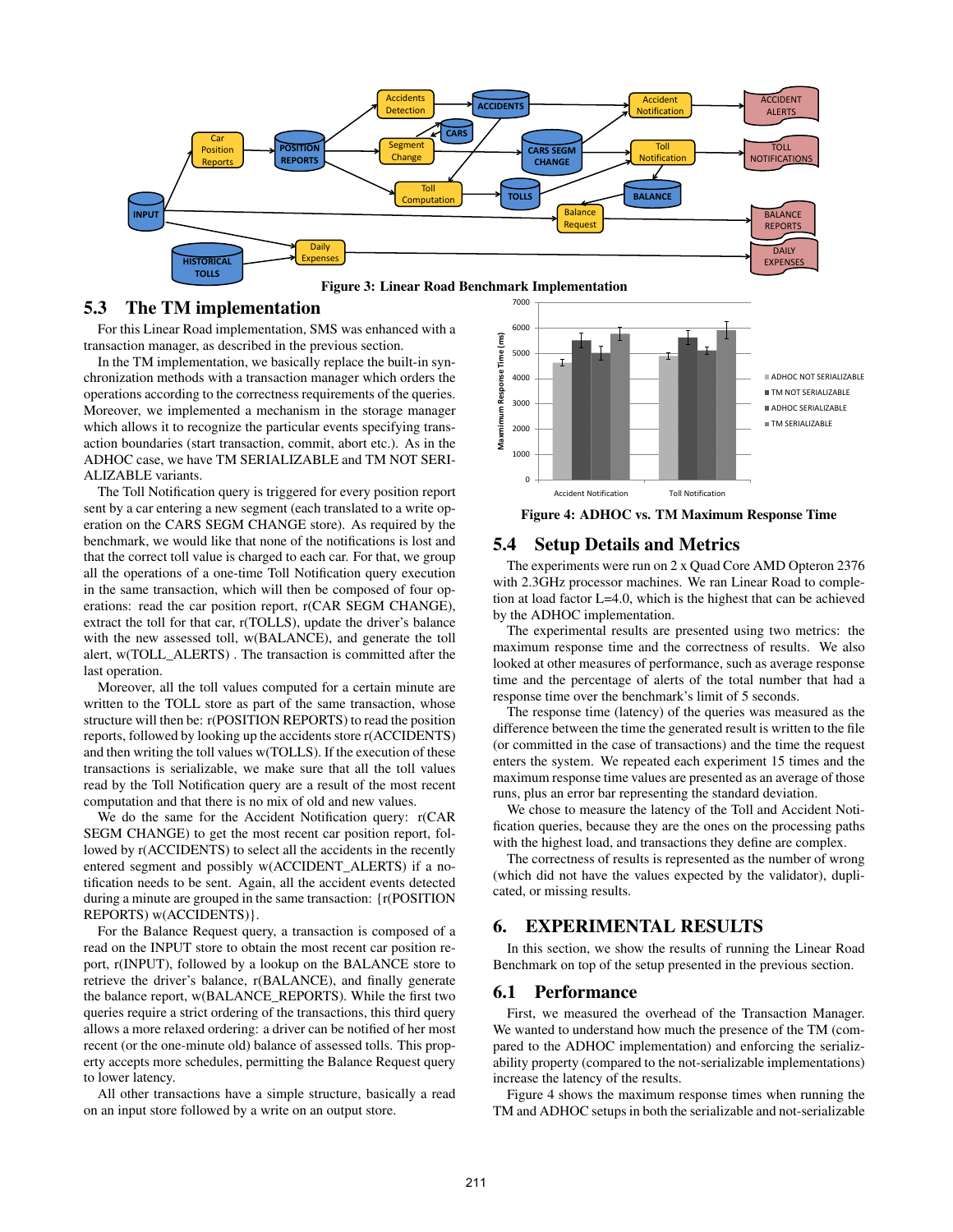Figure 3: Linear Road Benchmark Implementation

## 5.3 The TM implementation

For this Linear Road implementation, SMS was enhanced with a transaction manager, as described in the previous section.

In the TM implementation, we basically replace the built-in synchronization methods with a transaction manager which orders the operations according to the correctness requirements of the queries. Moreover, we implemented a mechanism in the storage manager which allows it to recognize the particular events specifying transaction boundaries (start transaction, commit, abort etc.). As in the ADHOC case, we have TM SERIALIZABLE and TM NOT SERIALIZABLE variants.

The Toll Notification query is triggered for every position report sent by a car entering a new segment (each translated to a write operation on the CARS SEGM CHANGE store). As required by the benchmark, we would like that none of the notifications is lost and that the correct toll value is charged to each car. For that, we group all the operations of a one-time Toll Notification query execution in the same transaction, which will then be composed of four operations: read the car position report, r(CAR SEGM CHANGE), extract the toll for that car, r(TOLLS), update the driver's balance with the new assessed toll, w(BALANCE), and generate the toll alert, w(TOLL_ALERTS) . The transaction is committed after the last operation.

Moreover, all the toll values computed for a certain minute are written to the TOLL store as part of the same transaction, whose structure will then be: r(POSITION REPORTS) to read the position reports, followed by looking up the accidents store r(ACCIDENTS) and then writing the toll values w(TOLLS). If the execution of these transactions is serializable, we make sure that all the toll values read by the Toll Notification query are a result of the most recent computation and that there is no mix of old and new values.

We do the same for the Accident Notification query: r(CAR SEGM CHANGE) to get the most recent car position report, followed by r(ACCIDENTS) to select all the accidents in the recently entered segment and possibly w(ACCIDENT_ALERTS) if a notification needs to be sent. Again, all the accident events detected during a minute are grouped in the same transaction: {r(POSITION REPORTS) w(ACCIDENTS)}.

For the Balance Request query, a transaction is composed of a read on the INPUT store to obtain the most recent car position report, r(INPUT), followed by a lookup on the BALANCE store to retrieve the driver's balance, r(BALANCE), and finally generate the balance report, w(BALANCE_REPORTS). While the first two queries require a strict ordering of the transactions, this third query allows a more relaxed ordering: a driver can be notified of her most recent (or the one-minute old) balance of assessed tolls. This property accepts more schedules, permitting the Balance Request query to lower latency.

All other transactions have a simple structure, basically a read on an input store followed by a write on an output store.

Figure 4: ADHOC vs. TM Maximum Response Time

## 5.4 Setup Details and Metrics

The experiments were run on 2 x Quad Core AMD Opteron 2376 with 2.3GHz processor machines. We ran Linear Road to completion at load factor L=4.0, which is the highest that can be achieved by the ADHOC implementation.

The experimental results are presented using two metrics: the maximum response time and the correctness of results. We also looked at other measures of performance, such as average response time and the percentage of alerts of the total number that had a response time over the benchmark's limit of 5 seconds.

The response time (latency) of the queries was measured as the difference between the time the generated result is written to the file (or committed in the case of transactions) and the time the request enters the system. We repeated each experiment 15 times and the maximum response time values are presented as an average of those runs, plus an error bar representing the standard deviation.

We chose to measure the latency of the Toll and Accident Notification queries, because they are the ones on the processing paths with the highest load, and transactions they define are complex.

The correctness of results is represented as the number of wrong (which did not have the values expected by the validator), duplicated, or missing results.

# 6. EXPERIMENTAL RESULTS

In this section, we show the results of running the Linear Road Benchmark on top of the setup presented in the previous section.

## 6.1 Performance

First, we measured the overhead of the Transaction Manager. We wanted to understand how much the presence of the TM (compared to the ADHOC implementation) and enforcing the serializability property (compared to the not-serializable implementations) increase the latency of the results.

Figure 4 shows the maximum response times when running the TM and ADHOC setups in both the serializable and not-serializable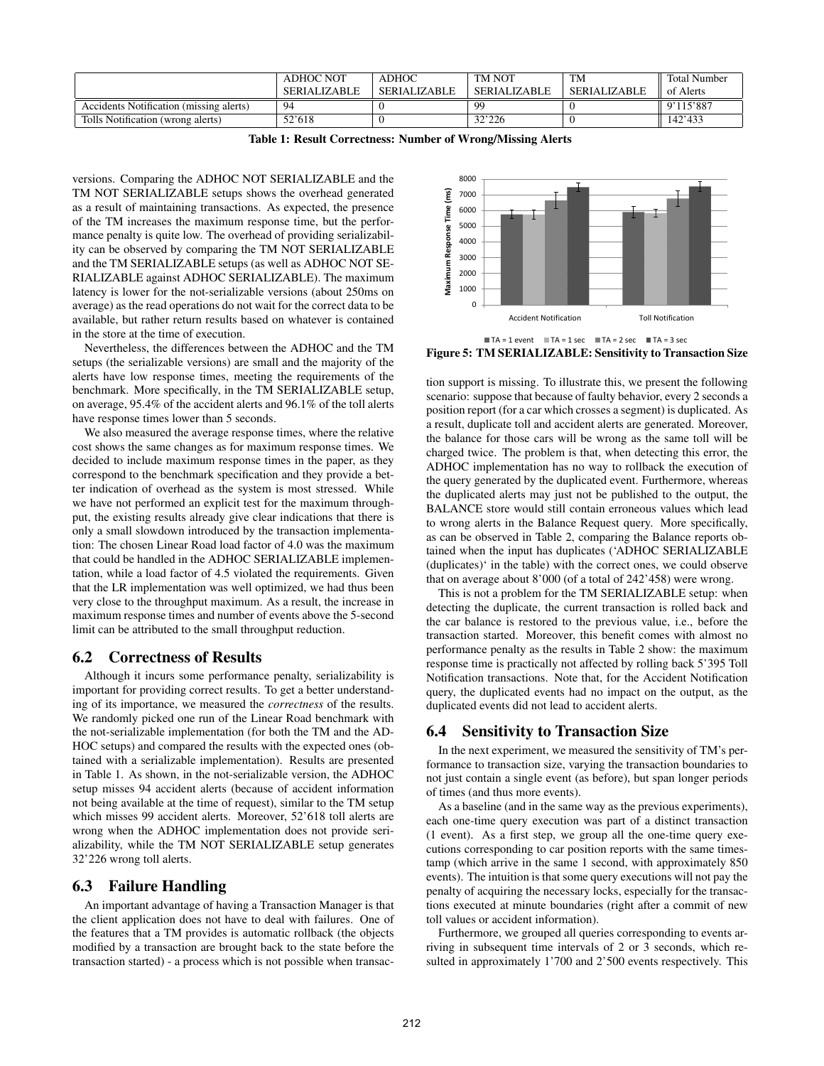| | ADHOC NOT SERIALIZABLE | ADHOC SERIALIZABLE | TM NOT SERIALIZABLE | TM SERIALIZABLE | Total Number of Alerts |
|---|---|---|---|---|---|
| Accidents Notification (missing alerts) | 94 | 0 | 99 | 0 | 9'115'887 |
| Tolls Notification (wrong alerts) | 52'618 | 0 | 32'226 | 0 | 142'433 |

**Table 1: Result Correctness: Number of Wrong/Missing Alerts**

versions. Comparing the ADHOC NOT SERIALIZABLE and the TM NOT SERIALIZABLE setups shows the overhead generated as a result of maintaining transactions. As expected, the presence of the TM increases the maximum response time, but the performance penalty is quite low. The overhead of providing serializability can be observed by comparing the TM NOT SERIALIZABLE and the TM SERIALIZABLE setups (as well as ADHOC NOT SERIALIZABLE against ADHOC SERIALIZABLE). The maximum latency is lower for the not-serializable versions (about 250ms on average) as the read operations do not wait for the correct data to be available, but rather return results based on whatever is contained in the store at the time of execution.

Nevertheless, the differences between the ADHOC and the TM setups (the serializable versions) are small and the majority of the alerts have low response times, meeting the requirements of the benchmark. More specifically, in the TM SERIALIZABLE setup, on average, 95.4% of the accident alerts and 96.1% of the toll alerts have response times lower than 5 seconds.

We also measured the average response times, where the relative cost shows the same changes as for maximum response times. We decided to include maximum response times in the paper, as they correspond to the benchmark specification and they provide a better indication of overhead as the system is most stressed. While we have not performed an explicit test for the maximum throughput, the existing results already give clear indications that there is only a small slowdown introduced by the transaction implementation: The chosen Linear Road load factor of 4.0 was the maximum that could be handled in the ADHOC SERIALIZABLE implementation, while a load factor of 4.5 violated the requirements. Given that the LR implementation was well optimized, we had thus been very close to the throughput maximum. As a result, the increase in maximum response times and number of events above the 5-second limit can be attributed to the small throughput reduction.

## 6.2 Correctness of Results

Although it incurs some performance penalty, serializability is important for providing correct results. To get a better understanding of its importance, we measured the *correctness* of the results. We randomly picked one run of the Linear Road benchmark with the not-serializable implementation (for both the TM and the ADHOC setups) and compared the results with the expected ones (obtained with a serializable implementation). Results are presented in Table 1. As shown, in the not-serializable version, the ADHOC setup misses 94 accident alerts (because of accident information not being available at the time of request), similar to the TM setup which misses 99 accident alerts. Moreover, 52'618 toll alerts are wrong when the ADHOC implementation does not provide serializability, while the TM NOT SERIALIZABLE setup generates 32'226 wrong toll alerts.

## 6.3 Failure Handling

An important advantage of having a Transaction Manager is that the client application does not have to deal with failures. One of the features that a TM provides is automatic rollback (the objects modified by a transaction are brought back to the state before the transaction started) - a process which is not possible when transaction support is missing. To illustrate this, we present the following scenario: suppose that because of faulty behavior, every 2 seconds a position report (for a car which crosses a segment) is duplicated. As a result, duplicate toll and accident alerts are generated. Moreover, the balance for those cars will be wrong as the same toll will be charged twice. The problem is that, when detecting this error, the ADHOC implementation has no way to rollback the execution of the query generated by the duplicated event. Furthermore, whereas the duplicated alerts may just not be published to the output, the BALANCE store would still contain erroneous values which lead to wrong alerts in the Balance Request query. More specifically, as can be observed in Table 2, comparing the Balance reports obtained when the input has duplicates ('ADHOC SERIALIZABLE (duplicates)' in the table) with the correct ones, we could observe that on average about 8'000 (of a total of 242'458) were wrong.

This is not a problem for the TM SERIALIZABLE setup: when detecting the duplicate, the current transaction is rolled back and the car balance is restored to the previous value, i.e., before the transaction started. Moreover, this benefit comes with almost no performance penalty as the results in Table 2 show: the maximum response time is practically not affected by rolling back 5'395 Toll Notification transactions. Note that, for the Accident Notification query, the duplicated events had no impact on the output, as the duplicated events did not lead to accident alerts.

**Figure 5: TM SERIALIZABLE: Sensitivity to Transaction Size**

## 6.4 Sensitivity to Transaction Size

In the next experiment, we measured the sensitivity of TM's performance to transaction size, varying the transaction boundaries to not just contain a single event (as before), but span longer periods of times (and thus more events).

As a baseline (and in the same way as the previous experiments), each one-time query execution was part of a distinct transaction (1 event). As a first step, we group all the one-time query executions corresponding to car position reports with the same timestamp (which arrive in the same 1 second, with approximately 850 events). The intuition is that some query executions will not pay the penalty of acquiring the necessary locks, especially for the transactions executed at minute boundaries (right after a commit of new toll values or accident information).

Furthermore, we grouped all queries corresponding to events arriving in subsequent time intervals of 2 or 3 seconds, which resulted in approximately 1'700 and 2'500 events respectively. This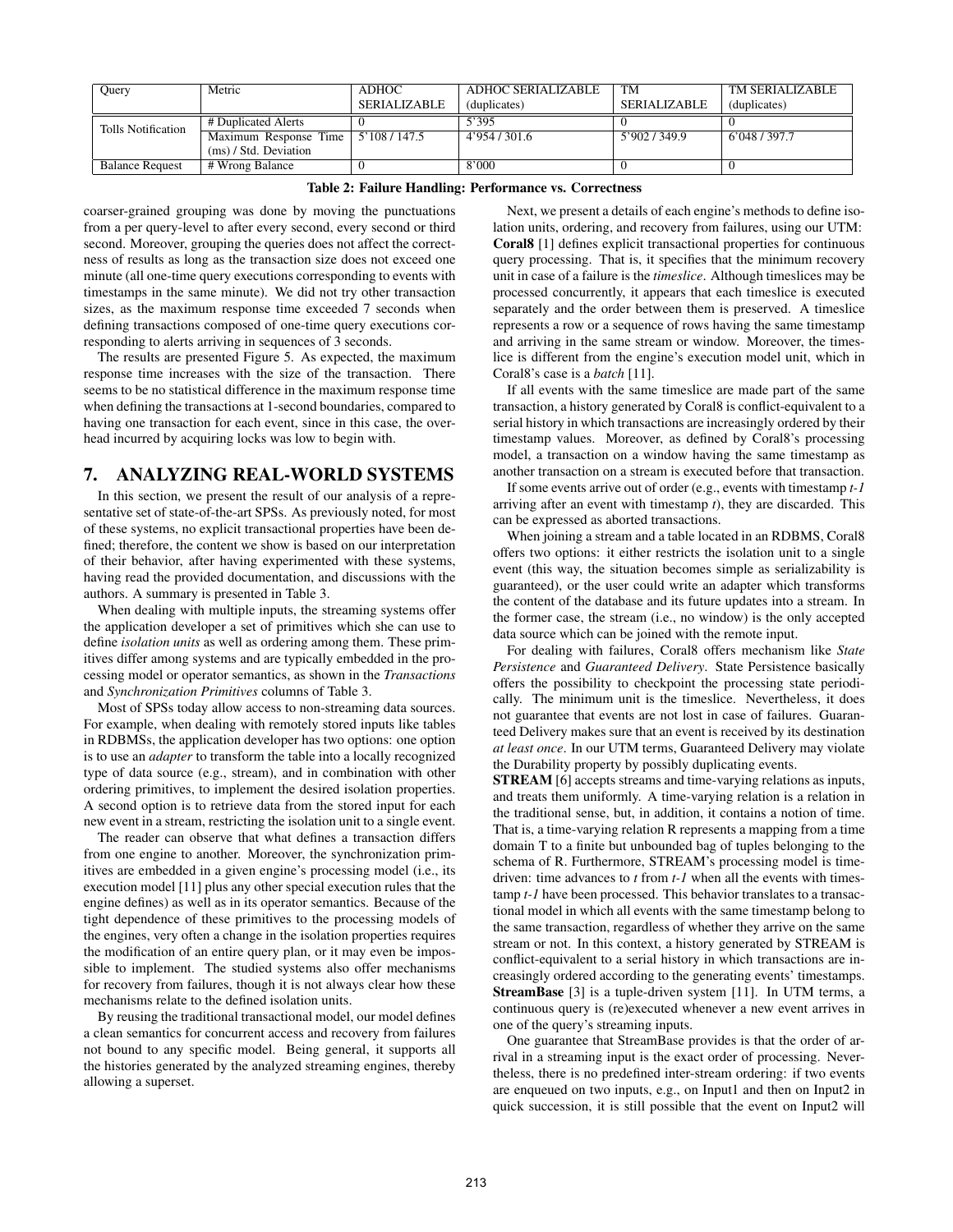| Query | Metric | ADHOC SERIALIZABLE | ADHOC SERIALIZABLE (duplicates) | TM SERIALIZABLE | TM SERIALIZABLE (duplicates) |
|---|---|---|---|---|---|
| Tolls Notification | # Duplicated Alerts | 0 | 5'395 | 0 | 0 |
| | Maximum Response Time (ms) / Std. Deviation | 5'108 / 147.5 | 4'954 / 301.6 | 5'902 / 349.9 | 6'048 / 397.7 |
| Balance Request | # Wrong Balance | 0 | 8'000 | 0 | 0 |

**Table 2: Failure Handling: Performance vs. Correctness**

coarser-grained grouping was done by moving the punctuations from a per query-level to after every second, every second or third second. Moreover, grouping the queries does not affect the correctness of results as long as the transaction size does not exceed one minute (all one-time query executions corresponding to events with timestamps in the same minute). We did not try other transaction sizes, as the maximum response time exceeded 7 seconds when defining transactions composed of one-time query executions corresponding to alerts arriving in sequences of 3 seconds.

The results are presented Figure 5. As expected, the maximum response time increases with the size of the transaction. There seems to be no statistical difference in the maximum response time when defining the transactions at 1-second boundaries, compared to having one transaction for each event, since in this case, the overhead incurred by acquiring locks was low to begin with.

## 7. ANALYZING REAL-WORLD SYSTEMS

In this section, we present the result of our analysis of a representative set of state-of-the-art SPSs. As previously noted, for most of these systems, no explicit transactional properties have been defined; therefore, the content we show is based on our interpretation of their behavior, after having experimented with these systems, having read the provided documentation, and discussions with the authors. A summary is presented in Table 3.

When dealing with multiple inputs, the streaming systems offer the application developer a set of primitives which she can use to define *isolation units* as well as ordering among them. These primitives differ among systems and are typically embedded in the processing model or operator semantics, as shown in the *Transactions* and *Synchronization Primitives* columns of Table 3.

Most of SPSs today allow access to non-streaming data sources. For example, when dealing with remotely stored inputs like tables in RDBMSs, the application developer has two options: one option is to use an *adapter* to transform the table into a locally recognized type of data source (e.g., stream), and in combination with other ordering primitives, to implement the desired isolation properties. A second option is to retrieve data from the stored input for each new event in a stream, restricting the isolation unit to a single event.

The reader can observe that what defines a transaction differs from one engine to another. Moreover, the synchronization primitives are embedded in a given engine's processing model (i.e., its execution model [11] plus any other special execution rules that the engine defines) as well as in its operator semantics. Because of the tight dependence of these primitives to the processing models of the engines, very often a change in the isolation properties requires the modification of an entire query plan, or it may even be impossible to implement. The studied systems also offer mechanisms for recovery from failures, though it is not always clear how these mechanisms relate to the defined isolation units.

By reusing the traditional transactional model, our model defines a clean semantics for concurrent access and recovery from failures not bound to any specific model. Being general, it supports all the histories generated by the analyzed streaming engines, thereby allowing a superset.

Next, we present a details of each engine's methods to define isolation units, ordering, and recovery from failures, using our UTM:

**Coral8** [1] defines explicit transactional properties for continuous query processing. That is, it specifies that the minimum recovery unit in case of a failure is the *timeslice*. Although timeslices may be processed concurrently, it appears that each timeslice is executed separately and the order between them is preserved. A timeslice represents a row or a sequence of rows having the same timestamp and arriving in the same stream or window. Moreover, the timeslice is different from the engine's execution model unit, which in Coral8's case is a *batch* [11].

If all events with the same timeslice are made part of the same transaction, a history generated by Coral8 is conflict-equivalent to a serial history in which transactions are increasingly ordered by their timestamp values. Moreover, as defined by Coral8's processing model, a transaction on a window having the same timestamp as another transaction on a stream is executed before that transaction.

If some events arrive out of order (e.g., events with timestamp *t-1* arriving after an event with timestamp *t*), they are discarded. This can be expressed as aborted transactions.

When joining a stream and a table located in an RDBMS, Coral8 offers two options: it either restricts the isolation unit to a single event (this way, the situation becomes simple as serializability is guaranteed), or the user could write an adapter which transforms the content of the database and its future updates into a stream. In the former case, the stream (i.e., no window) is the only accepted data source which can be joined with the remote input.

For dealing with failures, Coral8 offers mechanism like *State Persistence* and *Guaranteed Delivery*. State Persistence basically offers the possibility to checkpoint the processing state periodically. The minimum unit is the timeslice. Nevertheless, it does not guarantee that events are not lost in case of failures. Guaranteed Delivery makes sure that an event is received by its destination *at least once*. In our UTM terms, Guaranteed Delivery may violate the Durability property by possibly duplicating events.

**STREAM** [6] accepts streams and time-varying relations as inputs, and treats them uniformly. A time-varying relation is a relation in the traditional sense, but, in addition, it contains a notion of time. That is, a time-varying relation R represents a mapping from a time domain T to a finite but unbounded bag of tuples belonging to the schema of R. Furthermore, STREAM's processing model is time-driven: time advances to *t* from *t-1* when all the events with timestamp *t-1* have been processed. This behavior translates to a transactional model in which all events with the same timestamp belong to the same transaction, regardless of whether they arrive on the same stream or not. In this context, a history generated by STREAM is conflict-equivalent to a serial history in which transactions are increasingly ordered according to the generating events' timestamps.

**StreamBase** [3] is a tuple-driven system [11]. In UTM terms, a continuous query is (re)executed whenever a new event arrives in one of the query's streaming inputs.

One guarantee that StreamBase provides is that the order of arrival in a streaming input is the exact order of processing. Nevertheless, there is no predefined inter-stream ordering: if two events are enqueued on two inputs, e.g., on Input1 and then on Input2 in quick succession, it is still possible that the event on Input2 will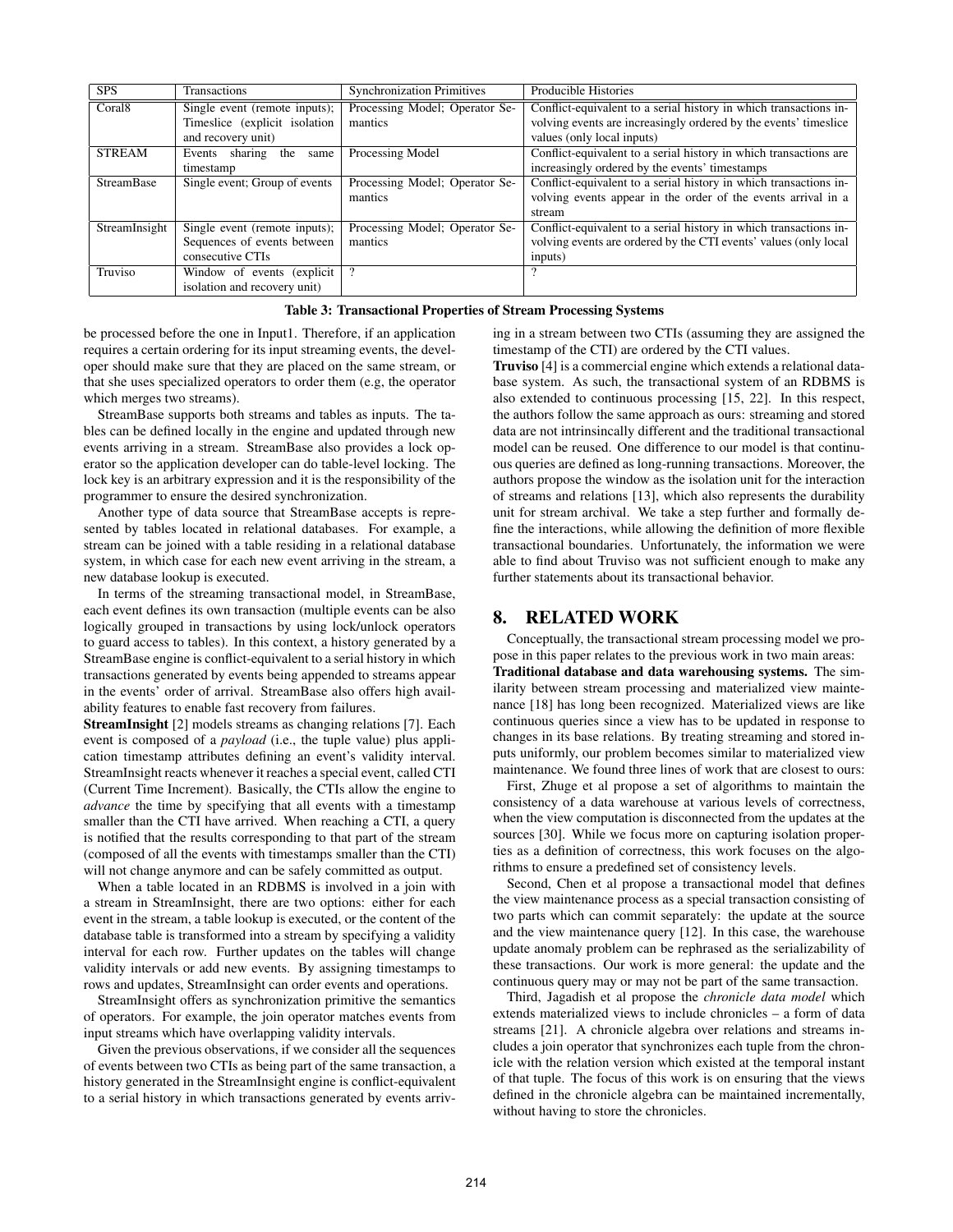| SPS | Transactions | Synchronization Primitives | Producible Histories |
|---|---|---|---|
| Coral8 | Single event (remote inputs); Timeslice (explicit isolation and recovery unit) | Processing Model; Operator Semantics | Conflict-equivalent to a serial history in which transactions involving events are increasingly ordered by the events' timeslice values (only local inputs) |
| STREAM | Events sharing the same timestamp | Processing Model | Conflict-equivalent to a serial history in which transactions are increasingly ordered by the events' timestamps |
| StreamBase | Single event; Group of events | Processing Model; Operator Semantics | Conflict-equivalent to a serial history in which transactions involving events appear in the order of the events arrival in a stream |
| StreamInsight | Single event (remote inputs); Sequences of events between consecutive CTIs | Processing Model; Operator Semantics | Conflict-equivalent to a serial history in which transactions involving events are ordered by the CTI events' values (only local inputs) |
| Truviso | Window of events (explicit isolation and recovery unit) | ? | ? |

**Table 3: Transactional Properties of Stream Processing Systems**

be processed before the one in Input1. Therefore, if an application requires a certain ordering for its input streaming events, the developer should make sure that they are placed on the same stream, or that she uses specialized operators to order them (e.g, the operator which merges two streams).

StreamBase supports both streams and tables as inputs. The tables can be defined locally in the engine and updated through new events arriving in a stream. StreamBase also provides a lock operator so the application developer can do table-level locking. The lock key is an arbitrary expression and it is the responsibility of the programmer to ensure the desired synchronization.

Another type of data source that StreamBase accepts is represented by tables located in relational databases. For example, a stream can be joined with a table residing in a relational database system, in which case for each new event arriving in the stream, a new database lookup is executed.

In terms of the streaming transactional model, in StreamBase, each event defines its own transaction (multiple events can be also logically grouped in transactions by using lock/unlock operators to guard access to tables). In this context, a history generated by a StreamBase engine is conflict-equivalent to a serial history in which transactions generated by events being appended to streams appear in the events' order of arrival. StreamBase also offers high availability features to enable fast recovery from failures.

**StreamInsight** [2] models streams as changing relations [7]. Each event is composed of a *payload* (i.e., the tuple value) plus application timestamp attributes defining an event's validity interval. StreamInsight reacts whenever it reaches a special event, called CTI (Current Time Increment). Basically, the CTIs allow the engine to *advance* the time by specifying that all events with a timestamp smaller than the CTI have arrived. When reaching a CTI, a query is notified that the results corresponding to that part of the stream (composed of all the events with timestamps smaller than the CTI) will not change anymore and can be safely committed as output.

When a table located in an RDBMS is involved in a join with a stream in StreamInsight, there are two options: either for each event in the stream, a table lookup is executed, or the content of the database table is transformed into a stream by specifying a validity interval for each row. Further updates on the tables will change validity intervals or add new events. By assigning timestamps to rows and updates, StreamInsight can order events and operations.

StreamInsight offers as synchronization primitive the semantics of operators. For example, the join operator matches events from input streams which have overlapping validity intervals.

Given the previous observations, if we consider all the sequences of events between two CTIs as being part of the same transaction, a history generated in the StreamInsight engine is conflict-equivalent to a serial history in which transactions generated by events arriving in a stream between two CTIs (assuming they are assigned the timestamp of the CTI) are ordered by the CTI values.

**Truviso** [4] is a commercial engine which extends a relational database system. As such, the transactional system of an RDBMS is also extended to continuous processing [15, 22]. In this respect, the authors follow the same approach as ours: streaming and stored data are not intrinsincally different and the traditional transactional model can be reused. One difference to our model is that continuous queries are defined as long-running transactions. Moreover, the authors propose the window as the isolation unit for the interaction of streams and relations [13], which also represents the durability unit for stream archival. We take a step further and formally define the interactions, while allowing the definition of more flexible transactional boundaries. Unfortunately, the information we were able to find about Truviso was not sufficient enough to make any further statements about its transactional behavior.

## 8. RELATED WORK

Conceptually, the transactional stream processing model we propose in this paper relates to the previous work in two main areas:

**Traditional database and data warehousing systems.** The similarity between stream processing and materialized view maintenance [18] has long been recognized. Materialized views are like continuous queries since a view has to be updated in response to changes in its base relations. By treating streaming and stored inputs uniformly, our problem becomes similar to materialized view maintenance. We found three lines of work that are closest to ours:

First, Zhuge et al propose a set of algorithms to maintain the consistency of a data warehouse at various levels of correctness, when the view computation is disconnected from the updates at the sources [30]. While we focus more on capturing isolation properties as a definition of correctness, this work focuses on the algorithms to ensure a predefined set of consistency levels.

Second, Chen et al propose a transactional model that defines the view maintenance process as a special transaction consisting of two parts which can commit separately: the update at the source and the view maintenance query [12]. In this case, the warehouse update anomaly problem can be rephrased as the serializability of these transactions. Our work is more general: the update and the continuous query may or may not be part of the same transaction.

Third, Jagadish et al propose the *chronicle data model* which extends materialized views to include chronicles – a form of data streams [21]. A chronicle algebra over relations and streams includes a join operator that synchronizes each tuple from the chronicle with the relation version which existed at the temporal instant of that tuple. The focus of this work is on ensuring that the views defined in the chronicle algebra can be maintained incrementally, without having to store the chronicles.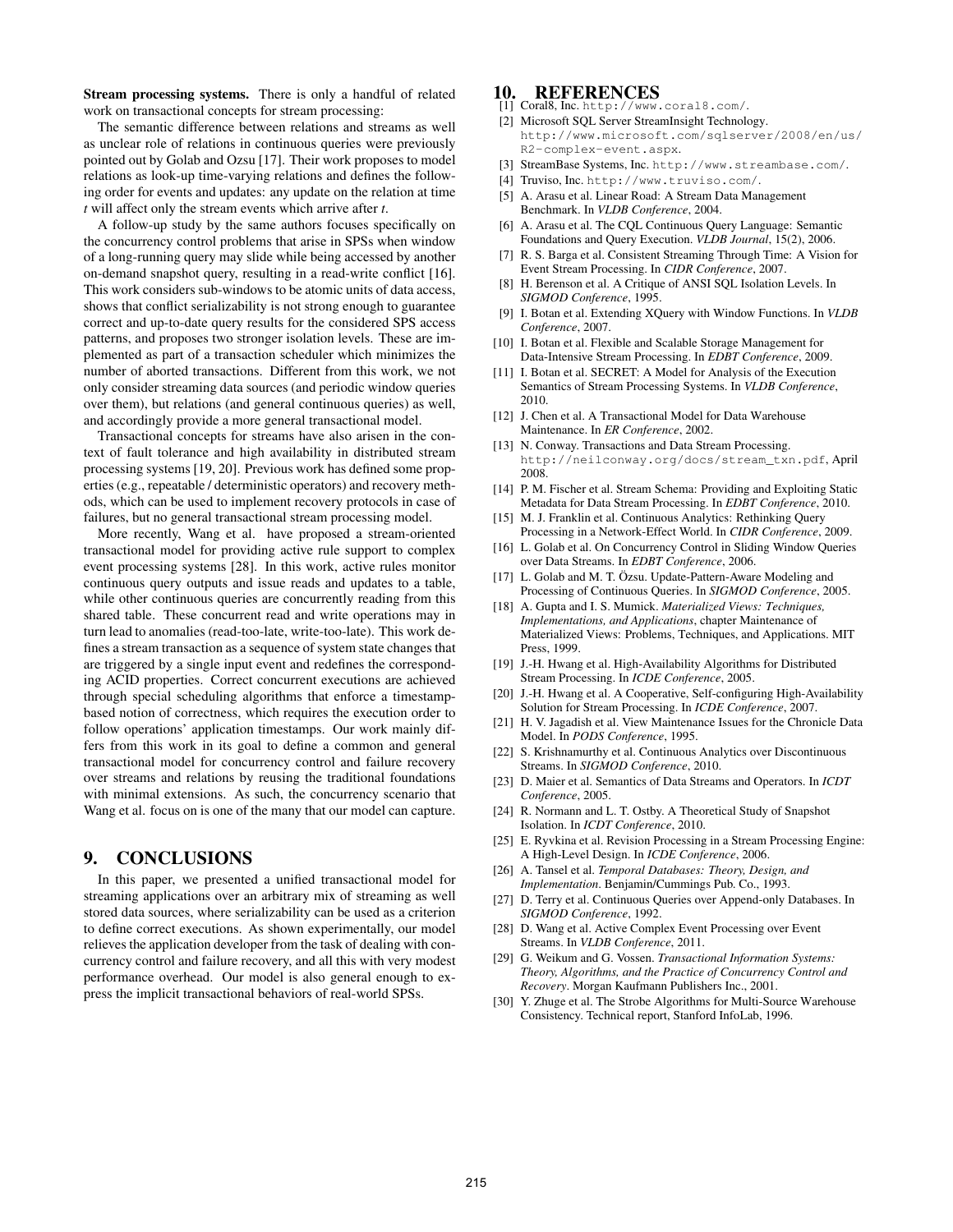**Stream processing systems.** There is only a handful of related work on transactional concepts for stream processing:

The semantic difference between relations and streams as well as unclear role of relations in continuous queries were previously pointed out by Golab and Ozsu [17]. Their work proposes to model relations as look-up time-varying relations and defines the following order for events and updates: any update on the relation at time *t* will affect only the stream events which arrive after *t*.

A follow-up study by the same authors focuses specifically on the concurrency control problems that arise in SPSs when window of a long-running query may slide while being accessed by another on-demand snapshot query, resulting in a read-write conflict [16]. This work considers sub-windows to be atomic units of data access, shows that conflict serializability is not strong enough to guarantee correct and up-to-date query results for the considered SPS access patterns, and proposes two stronger isolation levels. These are implemented as part of a transaction scheduler which minimizes the number of aborted transactions. Different from this work, we not only consider streaming data sources (and periodic window queries over them), but relations (and general continuous queries) as well, and accordingly provide a more general transactional model.

Transactional concepts for streams have also arisen in the context of fault tolerance and high availability in distributed stream processing systems [19, 20]. Previous work has defined some properties (e.g., repeatable / deterministic operators) and recovery methods, which can be used to implement recovery protocols in case of failures, but no general transactional stream processing model.

More recently, Wang et al. have proposed a stream-oriented transactional model for providing active rule support to complex event processing systems [28]. In this work, active rules monitor continuous query outputs and issue reads and updates to a table, while other continuous queries are concurrently reading from this shared table. These concurrent read and write operations may in turn lead to anomalies (read-too-late, write-too-late). This work defines a stream transaction as a sequence of system state changes that are triggered by a single input event and redefines the corresponding ACID properties. Correct concurrent executions are achieved through special scheduling algorithms that enforce a timestamp-based notion of correctness, which requires the execution order to follow operations' application timestamps. Our work mainly differs from this work in its goal to define a common and general transactional model for concurrency control and failure recovery over streams and relations by reusing the traditional foundations with minimal extensions. As such, the concurrency scenario that Wang et al. focus on is one of the many that our model can capture.

# 9. CONCLUSIONS

In this paper, we presented a unified transactional model for streaming applications over an arbitrary mix of streaming as well stored data sources, where serializability can be used as a criterion to define correct executions. As shown experimentally, our model relieves the application developer from the task of dealing with concurrency control and failure recovery, and all this with very modest performance overhead. Our model is also general enough to express the implicit transactional behaviors of real-world SPSs.

# 10. REFERENCES

[1] Coral8, Inc. http://www.coral8.com/.

[2] Microsoft SQL Server StreamInsight Technology. http://www.microsoft.com/sqlserver/2008/en/us/R2-complex-event.aspx.

[3] StreamBase Systems, Inc. http://www.streambase.com/.

[4] Truviso, Inc. http://www.truviso.com/.

[5] A. Arasu et al. Linear Road: A Stream Data Management Benchmark. In *VLDB Conference*, 2004.

[6] A. Arasu et al. The CQL Continuous Query Language: Semantic Foundations and Query Execution. *VLDB Journal*, 15(2), 2006.

[7] R. S. Barga et al. Consistent Streaming Through Time: A Vision for Event Stream Processing. In *CIDR Conference*, 2007.

[8] H. Berenson et al. A Critique of ANSI SQL Isolation Levels. In *SIGMOD Conference*, 1995.

[9] I. Botan et al. Extending XQuery with Window Functions. In *VLDB Conference*, 2007.

[10] I. Botan et al. Flexible and Scalable Storage Management for Data-Intensive Stream Processing. In *EDBT Conference*, 2009.

[11] I. Botan et al. SECRET: A Model for Analysis of the Execution Semantics of Stream Processing Systems. In *VLDB Conference*, 2010.

[12] J. Chen et al. A Transactional Model for Data Warehouse Maintenance. In *ER Conference*, 2002.

[13] N. Conway. Transactions and Data Stream Processing. http://neilconway.org/docs/stream_txn.pdf, April 2008.

[14] P. M. Fischer et al. Stream Schema: Providing and Exploiting Static Metadata for Data Stream Processing. In *EDBT Conference*, 2010.

[15] M. J. Franklin et al. Continuous Analytics: Rethinking Query Processing in a Network-Effect World. In *CIDR Conference*, 2009.

[16] L. Golab et al. On Concurrency Control in Sliding Window Queries over Data Streams. In *EDBT Conference*, 2006.

[17] L. Golab and M. T. Özsu. Update-Pattern-Aware Modeling and Processing of Continuous Queries. In *SIGMOD Conference*, 2005.

[18] A. Gupta and I. S. Mumick. *Materialized Views: Techniques, Implementations, and Applications*, chapter Maintenance of Materialized Views: Problems, Techniques, and Applications. MIT Press, 1999.

[19] J.-H. Hwang et al. High-Availability Algorithms for Distributed Stream Processing. In *ICDE Conference*, 2005.

[20] J.-H. Hwang et al. A Cooperative, Self-configuring High-Availability Solution for Stream Processing. In *ICDE Conference*, 2007.

[21] H. V. Jagadish et al. View Maintenance Issues for the Chronicle Data Model. In *PODS Conference*, 1995.

[22] S. Krishnamurthy et al. Continuous Analytics over Discontinuous Streams. In *SIGMOD Conference*, 2010.

[23] D. Maier et al. Semantics of Data Streams and Operators. In *ICDT Conference*, 2005.

[24] R. Normann and L. T. Ostby. A Theoretical Study of Snapshot Isolation. In *ICDT Conference*, 2010.

[25] E. Ryvkina et al. Revision Processing in a Stream Processing Engine: A High-Level Design. In *ICDE Conference*, 2006.

[26] A. Tansel et al. *Temporal Databases: Theory, Design, and Implementation*. Benjamin/Cummings Pub. Co., 1993.

[27] D. Terry et al. Continuous Queries over Append-only Databases. In *SIGMOD Conference*, 1992.

[28] D. Wang et al. Active Complex Event Processing over Event Streams. In *VLDB Conference*, 2011.

[29] G. Weikum and G. Vossen. *Transactional Information Systems: Theory, Algorithms, and the Practice of Concurrency Control and Recovery*. Morgan Kaufmann Publishers Inc., 2001.

[30] Y. Zhuge et al. The Strobe Algorithms for Multi-Source Warehouse Consistency. Technical report, Stanford InfoLab, 1996.